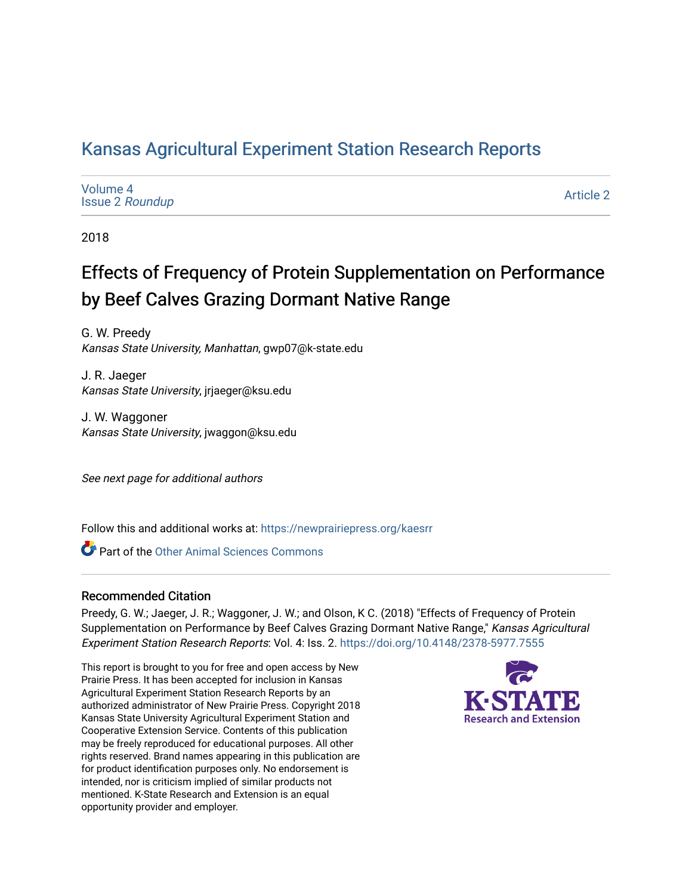# Kansas Agricultural Experiment Station Research Reports

Volume 4
Issue 2 *Roundup*

Article 2

2018

## Effects of Frequency of Protein Supplementation on Performance by Beef Calves Grazing Dormant Native Range

G. W. Preedy
*Kansas State University, Manhattan*, gwp07@k-state.edu

J. R. Jaeger
*Kansas State University*, jrjaeger@ksu.edu

J. W. Waggoner
*Kansas State University*, jwaggon@ksu.edu

*See next page for additional authors*

Follow this and additional works at: https://newprairiepress.org/kaesrr

Part of the Other Animal Sciences Commons

### Recommended Citation

Preedy, G. W.; Jaeger, J. R.; Waggoner, J. W.; and Olson, K C. (2018) "Effects of Frequency of Protein Supplementation on Performance by Beef Calves Grazing Dormant Native Range," *Kansas Agricultural Experiment Station Research Reports*: Vol. 4: Iss. 2. https://doi.org/10.4148/2378-5977.7555

This report is brought to you for free and open access by New Prairie Press. It has been accepted for inclusion in Kansas Agricultural Experiment Station Research Reports by an authorized administrator of New Prairie Press. Copyright 2018 Kansas State University Agricultural Experiment Station and Cooperative Extension Service. Contents of this publication may be freely reproduced for educational purposes. All other rights reserved. Brand names appearing in this publication are for product identification purposes only. No endorsement is intended, nor is criticism implied of similar products not mentioned. K-State Research and Extension is an equal opportunity provider and employer.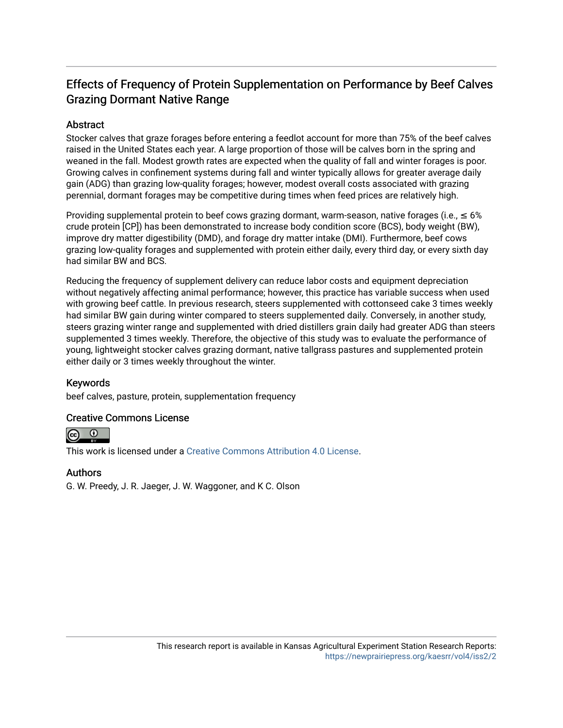# Effects of Frequency of Protein Supplementation on Performance by Beef Calves Grazing Dormant Native Range

## Abstract

Stocker calves that graze forages before entering a feedlot account for more than 75% of the beef calves raised in the United States each year. A large proportion of those will be calves born in the spring and weaned in the fall. Modest growth rates are expected when the quality of fall and winter forages is poor. Growing calves in confinement systems during fall and winter typically allows for greater average daily gain (ADG) than grazing low-quality forages; however, modest overall costs associated with grazing perennial, dormant forages may be competitive during times when feed prices are relatively high.

Providing supplemental protein to beef cows grazing dormant, warm-season, native forages (i.e., ≤ 6% crude protein [CP]) has been demonstrated to increase body condition score (BCS), body weight (BW), improve dry matter digestibility (DMD), and forage dry matter intake (DMI). Furthermore, beef cows grazing low-quality forages and supplemented with protein either daily, every third day, or every sixth day had similar BW and BCS.

Reducing the frequency of supplement delivery can reduce labor costs and equipment depreciation without negatively affecting animal performance; however, this practice has variable success when used with growing beef cattle. In previous research, steers supplemented with cottonseed cake 3 times weekly had similar BW gain during winter compared to steers supplemented daily. Conversely, in another study, steers grazing winter range and supplemented with dried distillers grain daily had greater ADG than steers supplemented 3 times weekly. Therefore, the objective of this study was to evaluate the performance of young, lightweight stocker calves grazing dormant, native tallgrass pastures and supplemented protein either daily or 3 times weekly throughout the winter.

## Keywords

beef calves, pasture, protein, supplementation frequency

## Creative Commons License

This work is licensed under a Creative Commons Attribution 4.0 License.

## Authors

G. W. Preedy, J. R. Jaeger, J. W. Waggoner, and K C. Olson

This research report is available in Kansas Agricultural Experiment Station Research Reports: https://newprairiepress.org/kaesrr/vol4/iss2/2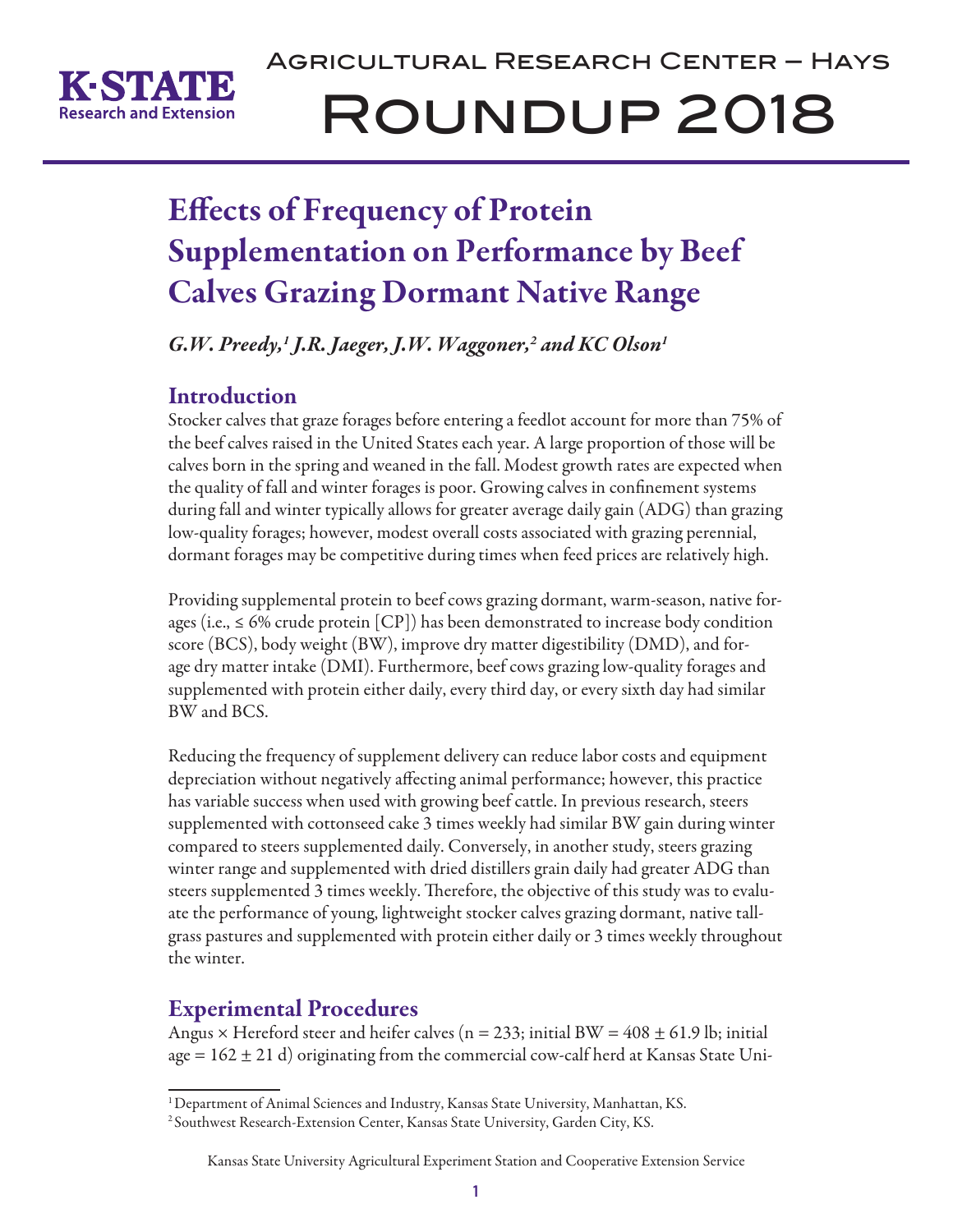# Effects of Frequency of Protein Supplementation on Performance by Beef Calves Grazing Dormant Native Range

*G.W. Preedy,[1] J.R. Jaeger, J.W. Waggoner,[2] and KC Olson[1]*

## Introduction

Stocker calves that graze forages before entering a feedlot account for more than 75% of the beef calves raised in the United States each year. A large proportion of those will be calves born in the spring and weaned in the fall. Modest growth rates are expected when the quality of fall and winter forages is poor. Growing calves in confinement systems during fall and winter typically allows for greater average daily gain (ADG) than grazing low-quality forages; however, modest overall costs associated with grazing perennial, dormant forages may be competitive during times when feed prices are relatively high.

Providing supplemental protein to beef cows grazing dormant, warm-season, native forages (i.e., ≤ 6% crude protein [CP]) has been demonstrated to increase body condition score (BCS), body weight (BW), improve dry matter digestibility (DMD), and forage dry matter intake (DMI). Furthermore, beef cows grazing low-quality forages and supplemented with protein either daily, every third day, or every sixth day had similar BW and BCS.

Reducing the frequency of supplement delivery can reduce labor costs and equipment depreciation without negatively affecting animal performance; however, this practice has variable success when used with growing beef cattle. In previous research, steers supplemented with cottonseed cake 3 times weekly had similar BW gain during winter compared to steers supplemented daily. Conversely, in another study, steers grazing winter range and supplemented with dried distillers grain daily had greater ADG than steers supplemented 3 times weekly. Therefore, the objective of this study was to evaluate the performance of young, lightweight stocker calves grazing dormant, native tallgrass pastures and supplemented with protein either daily or 3 times weekly throughout the winter.

## Experimental Procedures

Angus × Hereford steer and heifer calves (n = 233; initial BW = 408 ± 61.9 lb; initial age = 162 ± 21 d) originating from the commercial cow-calf herd at Kansas State Uni-

[1] Department of Animal Sciences and Industry, Kansas State University, Manhattan, KS.

[2] Southwest Research-Extension Center, Kansas State University, Garden City, KS.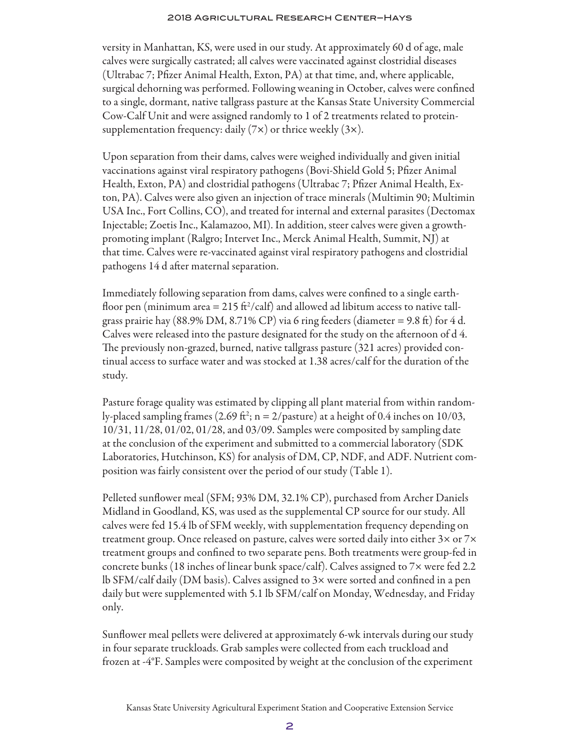versity in Manhattan, KS, were used in our study. At approximately 60 d of age, male calves were surgically castrated; all calves were vaccinated against clostridial diseases (Ultrabac 7; Pfizer Animal Health, Exton, PA) at that time, and, where applicable, surgical dehorning was performed. Following weaning in October, calves were confined to a single, dormant, native tallgrass pasture at the Kansas State University Commercial Cow-Calf Unit and were assigned randomly to 1 of 2 treatments related to protein-supplementation frequency: daily (7×) or thrice weekly (3×).

Upon separation from their dams, calves were weighed individually and given initial vaccinations against viral respiratory pathogens (Bovi-Shield Gold 5; Pfizer Animal Health, Exton, PA) and clostridial pathogens (Ultrabac 7; Pfizer Animal Health, Exton, PA). Calves were also given an injection of trace minerals (Multimin 90; Multimin USA Inc., Fort Collins, CO), and treated for internal and external parasites (Dectomax Injectable; Zoetis Inc., Kalamazoo, MI). In addition, steer calves were given a growth-promoting implant (Ralgro; Intervet Inc., Merck Animal Health, Summit, NJ) at that time. Calves were re-vaccinated against viral respiratory pathogens and clostridial pathogens 14 d after maternal separation.

Immediately following separation from dams, calves were confined to a single earth-floor pen (minimum area = 215 $ft^2$/calf) and allowed ad libitum access to native tallgrass prairie hay (88.9% DM, 8.71% CP) via 6 ring feeders (diameter = 9.8 ft) for 4 d. Calves were released into the pasture designated for the study on the afternoon of d 4. The previously non-grazed, burned, native tallgrass pasture (321 acres) provided continual access to surface water and was stocked at 1.38 acres/calf for the duration of the study.

Pasture forage quality was estimated by clipping all plant material from within randomly-placed sampling frames (2.69 $ft^2$; n = 2/pasture) at a height of 0.4 inches on 10/03, 10/31, 11/28, 01/02, 01/28, and 03/09. Samples were composited by sampling date at the conclusion of the experiment and submitted to a commercial laboratory (SDK Laboratories, Hutchinson, KS) for analysis of DM, CP, NDF, and ADF. Nutrient composition was fairly consistent over the period of our study (Table 1).

Pelleted sunflower meal (SFM; 93% DM, 32.1% CP), purchased from Archer Daniels Midland in Goodland, KS, was used as the supplemental CP source for our study. All calves were fed 15.4 lb of SFM weekly, with supplementation frequency depending on treatment group. Once released on pasture, calves were sorted daily into either 3× or 7× treatment groups and confined to two separate pens. Both treatments were group-fed in concrete bunks (18 inches of linear bunk space/calf). Calves assigned to 7× were fed 2.2 lb SFM/calf daily (DM basis). Calves assigned to 3× were sorted and confined in a pen daily but were supplemented with 5.1 lb SFM/calf on Monday, Wednesday, and Friday only.

Sunflower meal pellets were delivered at approximately 6-wk intervals during our study in four separate truckloads. Grab samples were collected from each truckload and frozen at -4°F. Samples were composited by weight at the conclusion of the experiment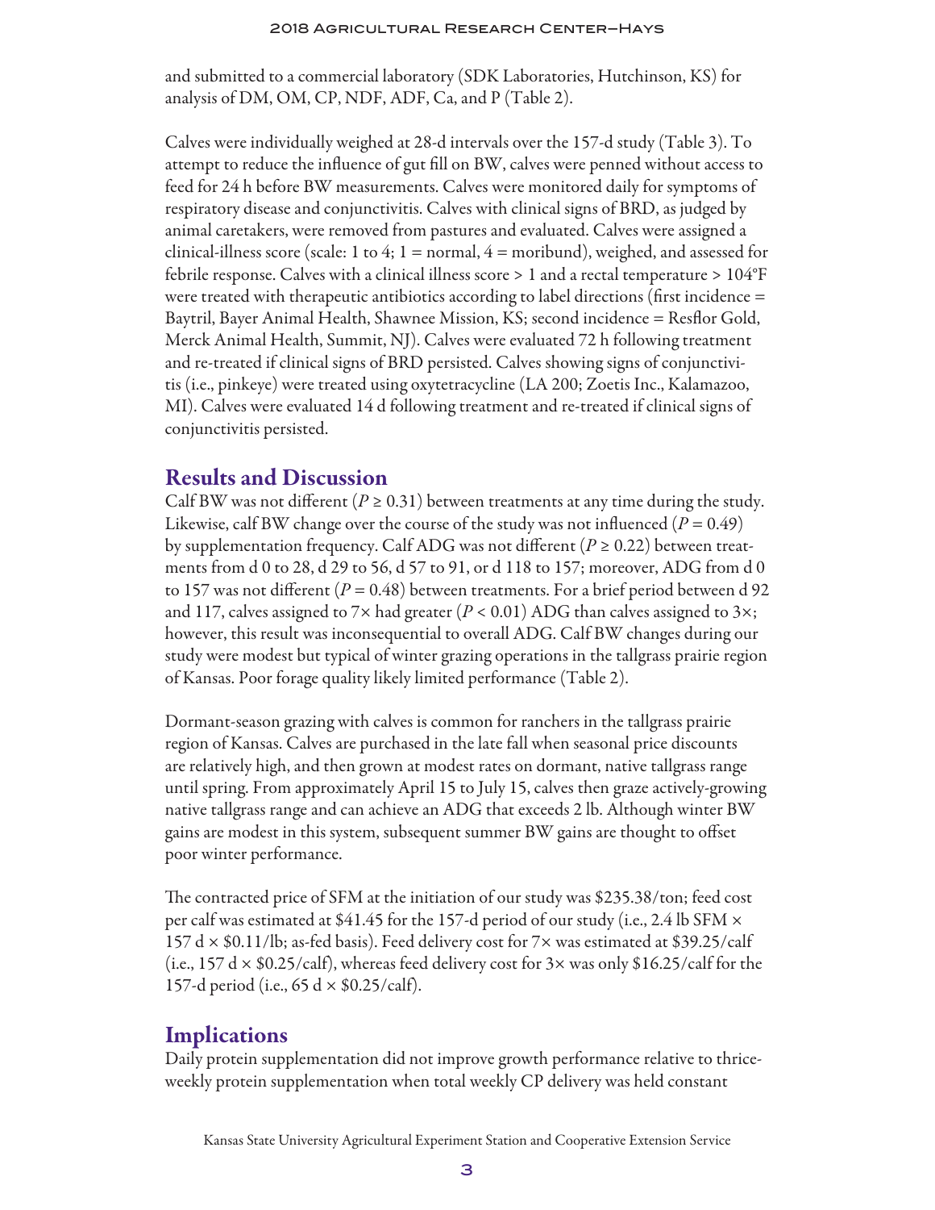and submitted to a commercial laboratory (SDK Laboratories, Hutchinson, KS) for analysis of DM, OM, CP, NDF, ADF, Ca, and P (Table 2).

Calves were individually weighed at 28-d intervals over the 157-d study (Table 3). To attempt to reduce the influence of gut fill on BW, calves were penned without access to feed for 24 h before BW measurements. Calves were monitored daily for symptoms of respiratory disease and conjunctivitis. Calves with clinical signs of BRD, as judged by animal caretakers, were removed from pastures and evaluated. Calves were assigned a clinical-illness score (scale: 1 to 4; 1 = normal, 4 = moribund), weighed, and assessed for febrile response. Calves with a clinical illness score > 1 and a rectal temperature > 104°F were treated with therapeutic antibiotics according to label directions (first incidence = Baytril, Bayer Animal Health, Shawnee Mission, KS; second incidence = Resflor Gold, Merck Animal Health, Summit, NJ). Calves were evaluated 72 h following treatment and re-treated if clinical signs of BRD persisted. Calves showing signs of conjunctivitis (i.e., pinkeye) were treated using oxytetracycline (LA 200; Zoetis Inc., Kalamazoo, MI). Calves were evaluated 14 d following treatment and re-treated if clinical signs of conjunctivitis persisted.

## Results and Discussion

Calf BW was not different ($P \geq 0.31$) between treatments at any time during the study. Likewise, calf BW change over the course of the study was not influenced ($P = 0.49$) by supplementation frequency. Calf ADG was not different ($P \geq 0.22$) between treatments from d 0 to 28, d 29 to 56, d 57 to 91, or d 118 to 157; moreover, ADG from d 0 to 157 was not different ($P = 0.48$) between treatments. For a brief period between d 92 and 117, calves assigned to 7× had greater ($P < 0.01$) ADG than calves assigned to 3×; however, this result was inconsequential to overall ADG. Calf BW changes during our study were modest but typical of winter grazing operations in the tallgrass prairie region of Kansas. Poor forage quality likely limited performance (Table 2).

Dormant-season grazing with calves is common for ranchers in the tallgrass prairie region of Kansas. Calves are purchased in the late fall when seasonal price discounts are relatively high, and then grown at modest rates on dormant, native tallgrass range until spring. From approximately April 15 to July 15, calves then graze actively-growing native tallgrass range and can achieve an ADG that exceeds 2 lb. Although winter BW gains are modest in this system, subsequent summer BW gains are thought to offset poor winter performance.

The contracted price of SFM at the initiation of our study was \$235.38/ton; feed cost per calf was estimated at \$41.45 for the 157-d period of our study (i.e., 2.4 lb SFM × 157 d × \$0.11/lb; as-fed basis). Feed delivery cost for 7× was estimated at \$39.25/calf (i.e., 157 d × \$0.25/calf), whereas feed delivery cost for 3× was only \$16.25/calf for the 157-d period (i.e., 65 d × \$0.25/calf).

## Implications

Daily protein supplementation did not improve growth performance relative to thrice-weekly protein supplementation when total weekly CP delivery was held constant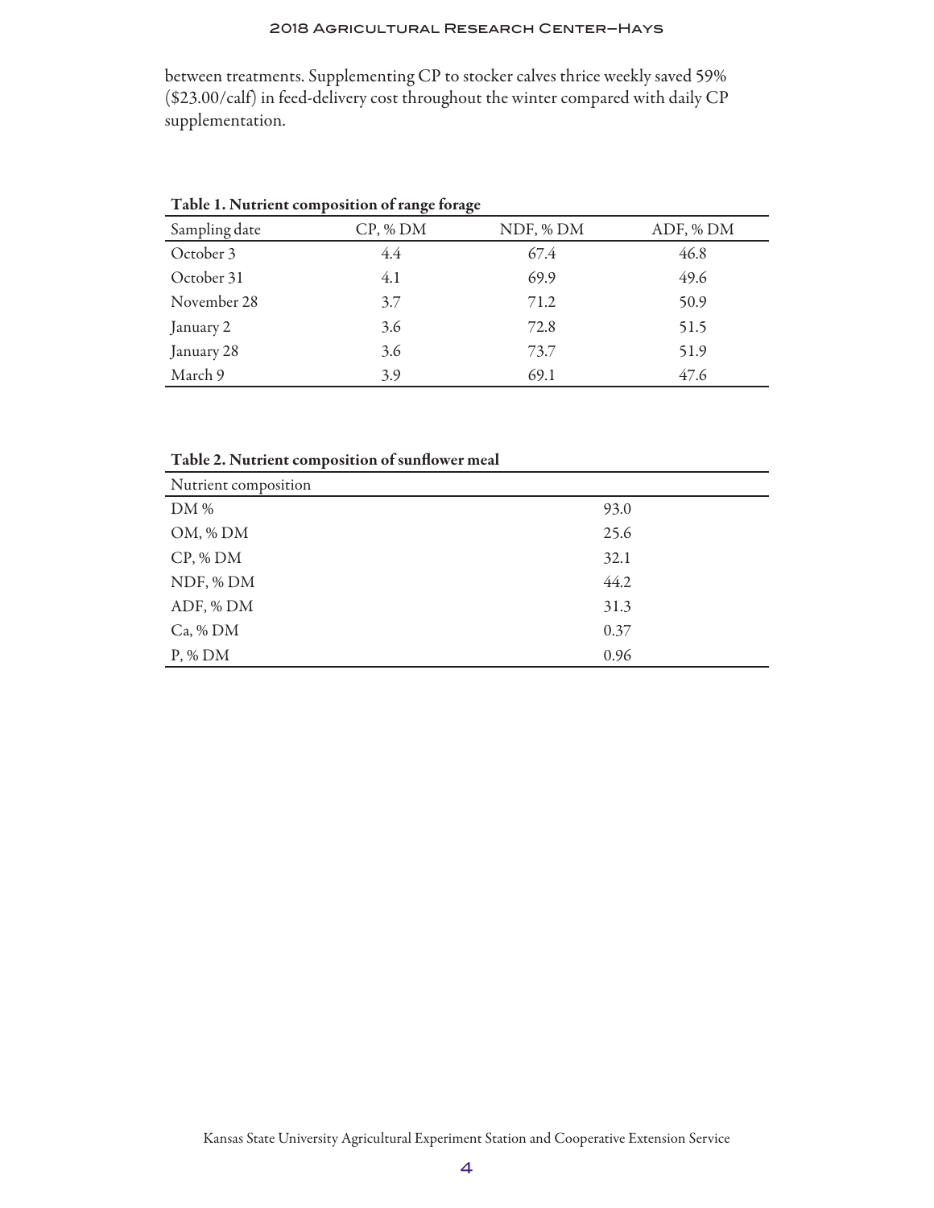between treatments. Supplementing CP to stocker calves thrice weekly saved 59% ($23.00/calf) in feed-delivery cost throughout the winter compared with daily CP supplementation.

**Table 1. Nutrient composition of range forage**

| Sampling date | CP, % DM | NDF, % DM | ADF, % DM |
|---|---|---|---|
| October 3 | 4.4 | 67.4 | 46.8 |
| October 31 | 4.1 | 69.9 | 49.6 |
| November 28 | 3.7 | 71.2 | 50.9 |
| January 2 | 3.6 | 72.8 | 51.5 |
| January 28 | 3.6 | 73.7 | 51.9 |
| March 9 | 3.9 | 69.1 | 47.6 |

**Table 2. Nutrient composition of sunflower meal**

| Nutrient composition | |
|---|---|
| DM % | 93.0 |
| OM, % DM | 25.6 |
| CP, % DM | 32.1 |
| NDF, % DM | 44.2 |
| ADF, % DM | 31.3 |
| Ca, % DM | 0.37 |
| P, % DM | 0.96 |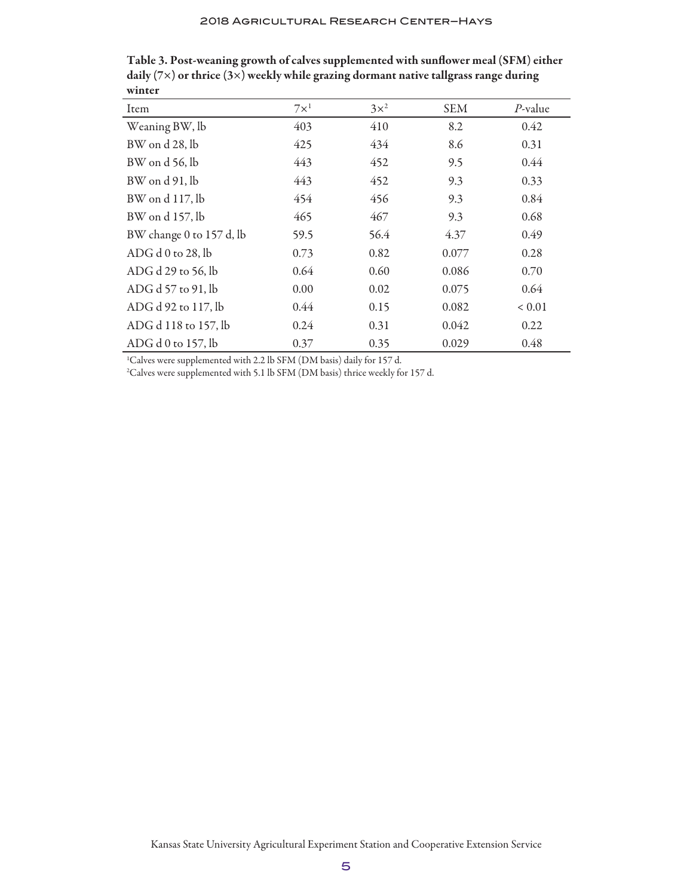**Table 3. Post-weaning growth of calves supplemented with sunflower meal (SFM) either daily (7×) or thrice (3×) weekly while grazing dormant native tallgrass range during winter**

| Item | 7×[1] | 3×[2] | SEM | *P*-value |
|---|---|---|---|---|
| Weaning BW, lb | 403 | 410 | 8.2 | 0.42 |
| BW on d 28, lb | 425 | 434 | 8.6 | 0.31 |
| BW on d 56, lb | 443 | 452 | 9.5 | 0.44 |
| BW on d 91, lb | 443 | 452 | 9.3 | 0.33 |
| BW on d 117, lb | 454 | 456 | 9.3 | 0.84 |
| BW on d 157, lb | 465 | 467 | 9.3 | 0.68 |
| BW change 0 to 157 d, lb | 59.5 | 56.4 | 4.37 | 0.49 |
| ADG d 0 to 28, lb | 0.73 | 0.82 | 0.077 | 0.28 |
| ADG d 29 to 56, lb | 0.64 | 0.60 | 0.086 | 0.70 |
| ADG d 57 to 91, lb | 0.00 | 0.02 | 0.075 | 0.64 |
| ADG d 92 to 117, lb | 0.44 | 0.15 | 0.082 | < 0.01 |
| ADG d 118 to 157, lb | 0.24 | 0.31 | 0.042 | 0.22 |
| ADG d 0 to 157, lb | 0.37 | 0.35 | 0.029 | 0.48 |

[1]Calves were supplemented with 2.2 lb SFM (DM basis) daily for 157 d.

[2]Calves were supplemented with 5.1 lb SFM (DM basis) thrice weekly for 157 d.